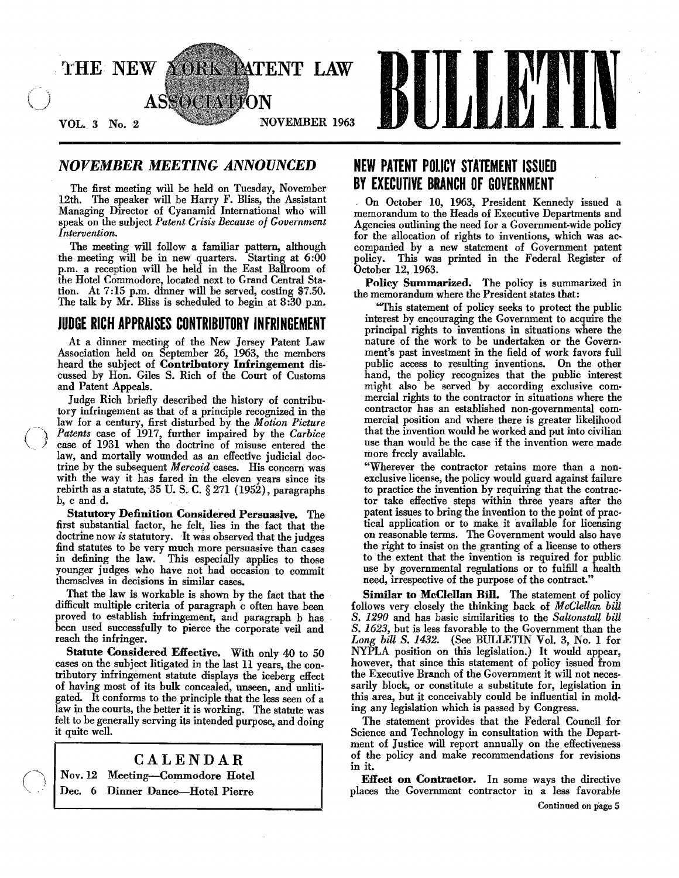# THE NEW YORK PATENT LAW ASSOCIATION BULLETIN

VOL. 3 No. 2 NOVEMBER 1963

## *NOVEMBER MEETING ANNOUNCED*

The first meeting will be held on Tuesday, November 12th. The speaker will be Harry F. Bliss, the Assistant Managing Director of Cyanamid International who will speak on the subject *Patent Crisis Because of Government Intervention.*

The meeting will follow a familiar pattern, although the meeting will be in new quarters. Starting at 6:00 p.m. a reception will be held in the East Ballroom of the Hotel Commodore, located next to Grand Central Station. At 7:15 p.m. dinner will be served, costing $7.50. The talk by Mr. Bliss is scheduled to begin at 8:30 p.m.

## JUDGE RICH APPRAISES CONTRIBUTORY INFRINGEMENT

At a dinner meeting of the New Jersey Patent Law Association held on September 26, 1963, the members heard the subject of **Contributory Infringement** discussed by Hon. Giles S. Rich of the Court of Customs and Patent Appeals.

Judge Rich briefly described the history of contributory infringement as that of a principle recognized in the law for a century, first disturbed by the *Motion Picture Patents* case of 1917, further impaired by the *Carbice* case of 1931 when the doctrine of misuse entered the law, and mortally wounded as an effective judicial doctrine by the subsequent *Mercoid* cases. His concern was with the way it has fared in the eleven years since its rebirth as a statute, 35 U. S. C. § 271 (1952), paragraphs b, c and d.

**Statutory Definition Considered Persuasive.** The first substantial factor, he felt, lies in the fact that the doctrine now *is* statutory. It was observed that the judges find statutes to be very much more persuasive than cases in defining the law. This especially applies to those younger judges who have not had occasion to commit themselves in decisions in similar cases.

That the law is workable is shown by the fact that the difficult multiple criteria of paragraph c often have been proved to establish infringement, and paragraph b has been used successfully to pierce the corporate veil and reach the infringer.

**Statute Considered Effective.** With only 40 to 50 cases on the subject litigated in the last 11 years, the contributory infringement statute displays the iceberg effect of having most of its bulk concealed, unseen, and unlitigated. It conforms to the principle that the less seen of a law in the courts, the better it is working. The statute was felt to be generally serving its intended purpose, and doing it quite well.

### CALENDAR

Nov. 12 Meeting—Commodore Hotel

Dec. 6 Dinner Dance—Hotel Pierre

## NEW PATENT POLICY STATEMENT ISSUED BY EXECUTIVE BRANCH OF GOVERNMENT

On October 10, 1963, President Kennedy issued a memorandum to the Heads of Executive Departments and Agencies outlining the need for a Government-wide policy for the allocation of rights to inventions, which was accompanied by a new statement of Government patent policy. This was printed in the Federal Register of October 12, 1963.

**Policy Summarized.** The policy is summarized in the memorandum where the President states that:

"This statement of policy seeks to protect the public interest by encouraging the Government to acquire the principal rights to inventions in situations where the nature of the work to be undertaken or the Government's past investment in the field of work favors full public access to resulting inventions. On the other hand, the policy recognizes that the public interest might also be served by according exclusive commercial rights to the contractor in situations where the contractor has an established non-governmental commercial position and where there is greater likelihood that the invention would be worked and put into civilian use than would be the case if the invention were made more freely available.

"Wherever the contractor retains more than a non-exclusive license, the policy would guard against failure to practice the invention by requiring that the contractor take effective steps within three years after the patent issues to bring the invention to the point of practical application or to make it available for licensing on reasonable terms. The Government would also have the right to insist on the granting of a license to others to the extent that the invention is required for public use by governmental regulations or to fulfill a health need, irrespective of the purpose of the contract."

**Similar to McClellan Bill.** The statement of policy follows very closely the thinking back of *McClellan bill S. 1290* and has basic similarities to the *Saltonstall bill S. 1623*, but is less favorable to the Government than the *Long bill S. 1432*. (See BULLETIN Vol. 3, No. 1 for NYPLA position on this legislation.) It would appear, however, that since this statement of policy issued from the Executive Branch of the Government it will not necessarily block, or constitute a substitute for, legislation in this area, but it conceivably could be influential in molding any legislation which is passed by Congress.

The statement provides that the Federal Council for Science and Technology in consultation with the Department of Justice will report annually on the effectiveness of the policy and make recommendations for revisions in it.

**Effect on Contractor.** In some ways the directive places the Government contractor in a less favorable

Continued on page 5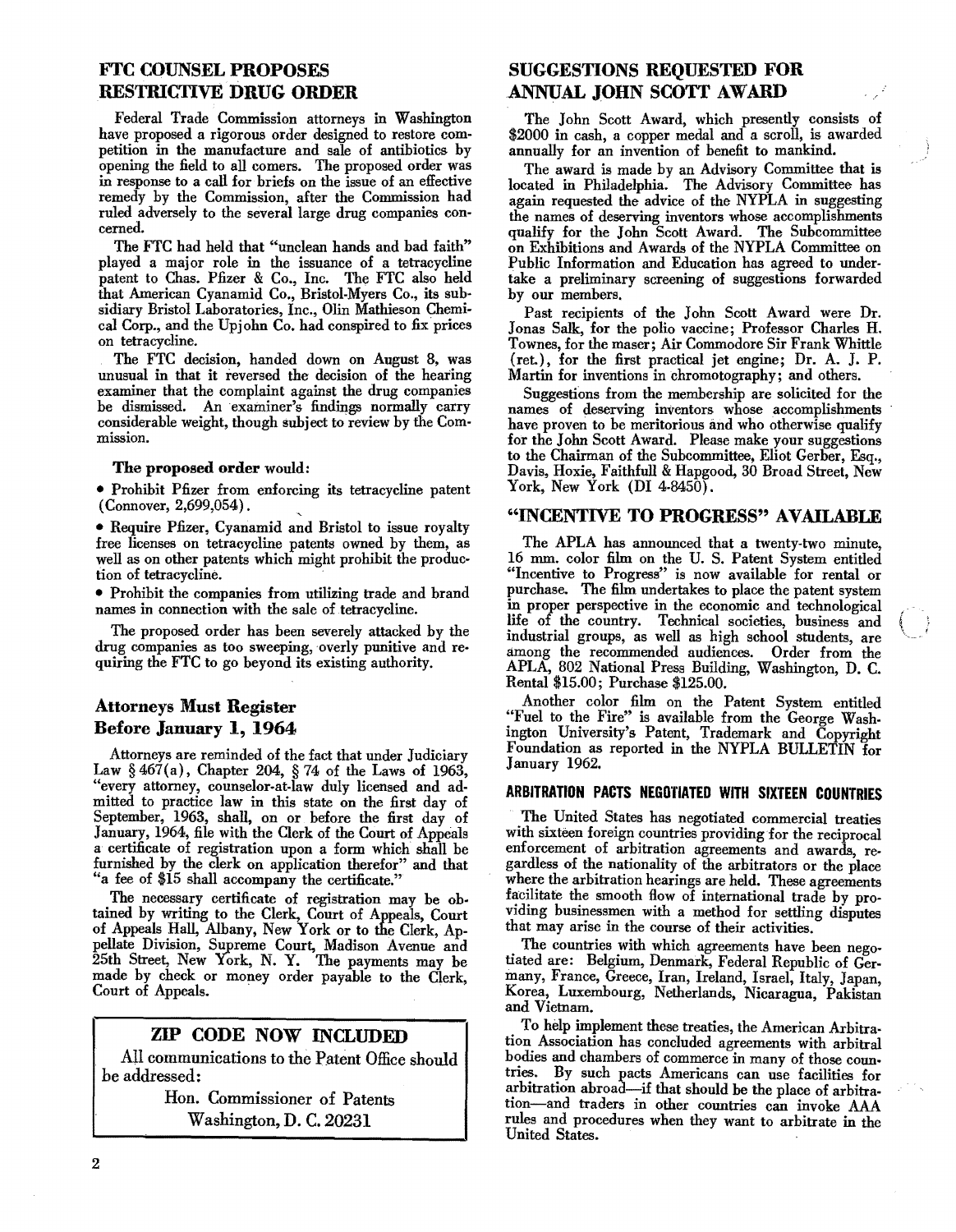## FTC COUNSEL PROPOSES RESTRICTIVE DRUG ORDER

Federal Trade Commission attorneys in Washington have proposed a rigorous order designed to restore competition in the manufacture and sale of antibiotics by opening the field to all comers. The proposed order was in response to a call for briefs on the issue of an effective remedy by the Commission, after the Commission had ruled adversely to the several large drug companies concerned.

The FTC had held that "unclean hands and bad faith" played a major role in the issuance of a tetracycline patent to Chas. Pfizer & Co., Inc. The FTC also held that American Cyanamid Co., Bristol-Myers Co., its subsidiary Bristol Laboratories, Inc., Olin Mathieson Chemical Corp., and the Upjohn Co. had conspired to fix prices on tetracycline.

The FTC decision, handed down on August 8, was unusual in that it reversed the decision of the hearing examiner that the complaint against the drug companies be dismissed. An examiner's findings normally carry considerable weight, though subject to review by the Commission.

**The proposed order** would:

- Prohibit Pfizer from enforcing its tetracycline patent (Connover, 2,699,054).
- Require Pfizer, Cyanamid and Bristol to issue royalty free licenses on tetracycline patents owned by them, as well as on other patents which might prohibit the production of tetracycline.
- Prohibit the companies from utilizing trade and brand names in connection with the sale of tetracycline.

The proposed order has been severely attacked by the drug companies as too sweeping, overly punitive and requiring the FTC to go beyond its existing authority.

## Attorneys Must Register Before January 1, 1964

Attorneys are reminded of the fact that under Judiciary Law § 467(a), Chapter 204, § 74 of the Laws of 1963, "every attorney, counselor-at-law duly licensed and admitted to practice law in this state on the first day of September, 1963, shall, on or before the first day of January, 1964, file with the Clerk of the Court of Appeals a certificate of registration upon a form which shall be furnished by the clerk on application therefor" and that "a fee of $15 shall accompany the certificate."

The necessary certificate of registration may be obtained by writing to the Clerk, Court of Appeals, Court of Appeals Hall, Albany, New York or to the Clerk, Appellate Division, Supreme Court, Madison Avenue and 25th Street, New York, N. Y. The payments may be made by check or money order payable to the Clerk, Court of Appeals.

## ZIP CODE NOW INCLUDED

All communications to the Patent Office should be addressed:

Hon. Commissioner of Patents
Washington, D. C. 20231

## SUGGESTIONS REQUESTED FOR ANNUAL JOHN SCOTT AWARD

The John Scott Award, which presently consists of $2000 in cash, a copper medal and a scroll, is awarded annually for an invention of benefit to mankind.

The award is made by an Advisory Committee that is located in Philadelphia. The Advisory Committee has again requested the advice of the NYPLA in suggesting the names of deserving inventors whose accomplishments qualify for the John Scott Award. The Subcommittee on Exhibitions and Awards of the NYPLA Committee on Public Information and Education has agreed to undertake a preliminary screening of suggestions forwarded by our members.

Past recipients of the John Scott Award were Dr. Jonas Salk, for the polio vaccine; Professor Charles H. Townes, for the maser; Air Commodore Sir Frank Whittle (ret.), for the first practical jet engine; Dr. A. J. P. Martin for inventions in chromotography; and others.

Suggestions from the membership are solicited for the names of deserving inventors whose accomplishments have proven to be meritorious and who otherwise qualify for the John Scott Award. Please make your suggestions to the Chairman of the Subcommittee, Eliot Gerber, Esq., Davis, Hoxie, Faithfull & Hapgood, 30 Broad Street, New York, New York (DI 4-8450).

## "INCENTIVE TO PROGRESS" AVAILABLE

The APLA has announced that a twenty-two minute, 16 mm. color film on the U. S. Patent System entitled "Incentive to Progress" is now available for rental or purchase. The film undertakes to place the patent system in proper perspective in the economic and technological life of the country. Technical societies, business and industrial groups, as well as high school students, are among the recommended audiences. Order from the APLA, 802 National Press Building, Washington, D. C. Rental $15.00; Purchase $125.00.

Another color film on the Patent System entitled "Fuel to the Fire" is available from the George Washington University's Patent, Trademark and Copyright Foundation as reported in the NYPLA BULLETIN for January 1962.

## ARBITRATION PACTS NEGOTIATED WITH SIXTEEN COUNTRIES

The United States has negotiated commercial treaties with sixteen foreign countries providing for the reciprocal enforcement of arbitration agreements and awards, regardless of the nationality of the arbitrators or the place where the arbitration hearings are held. These agreements facilitate the smooth flow of international trade by providing businessmen with a method for settling disputes that may arise in the course of their activities.

The countries with which agreements have been negotiated are: Belgium, Denmark, Federal Republic of Germany, France, Greece, Iran, Ireland, Israel, Italy, Japan, Korea, Luxembourg, Netherlands, Nicaragua, Pakistan and Vietnam.

To help implement these treaties, the American Arbitration Association has concluded agreements with arbitral bodies and chambers of commerce in many of those countries. By such pacts Americans can use facilities for arbitration abroad—if that should be the place of arbitration—and traders in other countries can invoke AAA rules and procedures when they want to arbitrate in the United States.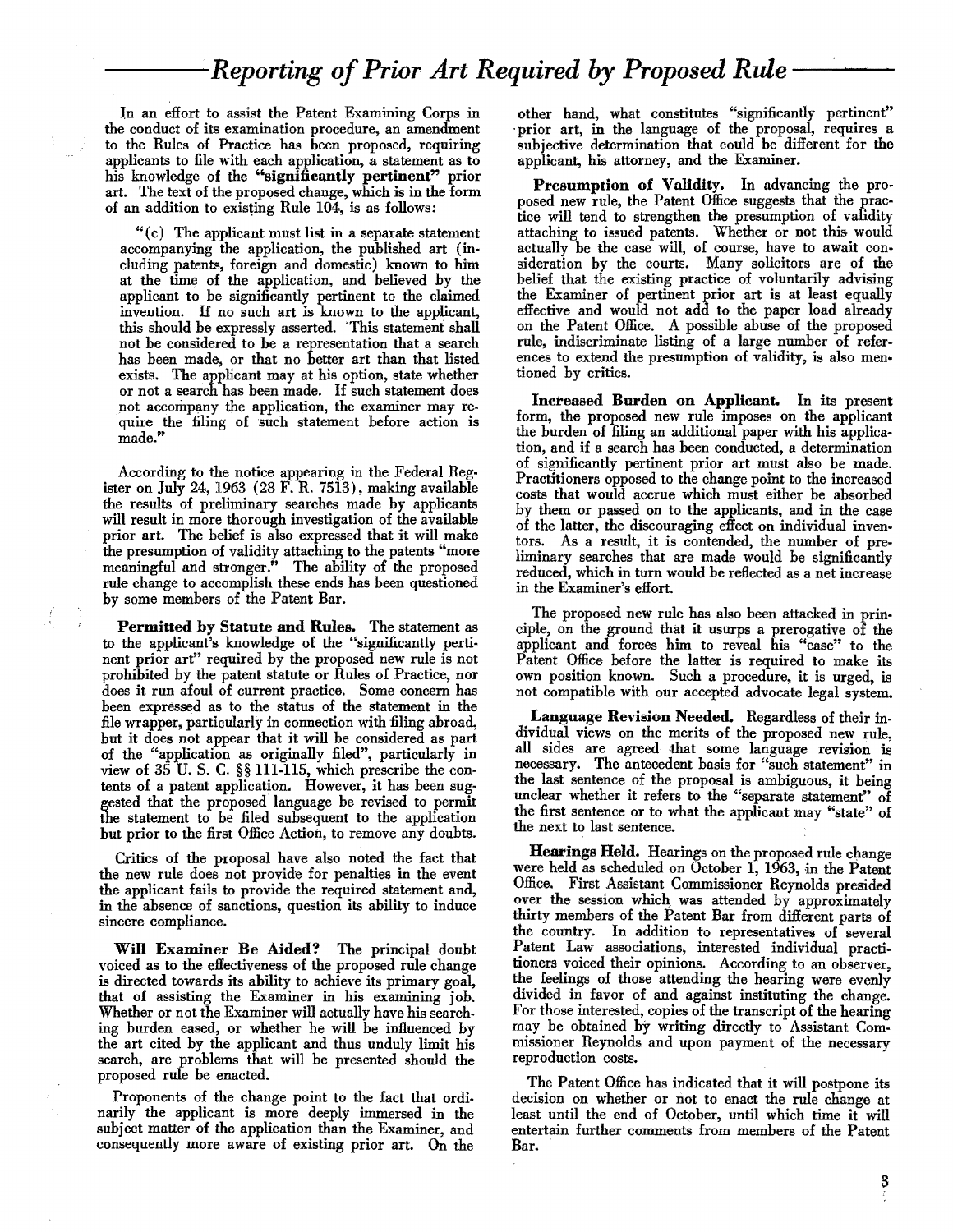# Reporting of Prior Art Required by Proposed Rule

In an effort to assist the Patent Examining Corps in the conduct of its examination procedure, an amendment to the Rules of Practice has been proposed, requiring applicants to file with each application, a statement as to his knowledge of the **"significantly pertinent"** prior art. The text of the proposed change, which is in the form of an addition to existing Rule 104, is as follows:

> "(c) The applicant must list in a separate statement accompanying the application, the published art (including patents, foreign and domestic) known to him at the time of the application, and believed by the applicant to be significantly pertinent to the claimed invention. If no such art is known to the applicant, this should be expressly asserted. This statement shall not be considered to be a representation that a search has been made, or that no better art than that listed exists. The applicant may at his option, state whether or not a search has been made. If such statement does not accompany the application, the examiner may require the filing of such statement before action is made."

According to the notice appearing in the Federal Register on July 24, 1963 (28 F. R. 7513), making available the results of preliminary searches made by applicants will result in more thorough investigation of the available prior art. The belief is also expressed that it will make the presumption of validity attaching to the patents "more meaningful and stronger." The ability of the proposed rule change to accomplish these ends has been questioned by some members of the Patent Bar.

**Permitted by Statute and Rules.** The statement as to the applicant's knowledge of the "significantly pertinent prior art" required by the proposed new rule is not prohibited by the patent statute or Rules of Practice, nor does it run afoul of current practice. Some concern has been expressed as to the status of the statement in the file wrapper, particularly in connection with filing abroad, but it does not appear that it will be considered as part of the "application as originally filed", particularly in view of 35 U. S. C. §§ 111-115, which prescribe the contents of a patent application. However, it has been suggested that the proposed language be revised to permit the statement to be filed subsequent to the application but prior to the first Office Action, to remove any doubts.

Critics of the proposal have also noted the fact that the new rule does not provide for penalties in the event the applicant fails to provide the required statement and, in the absence of sanctions, question its ability to induce sincere compliance.

**Will Examiner Be Aided?** The principal doubt voiced as to the effectiveness of the proposed rule change is directed towards its ability to achieve its primary goal, that of assisting the Examiner in his examining job. Whether or not the Examiner will actually have his searching burden eased, or whether he will be influenced by the art cited by the applicant and thus unduly limit his search, are problems that will be presented should the proposed rule be enacted.

Proponents of the change point to the fact that ordinarily the applicant is more deeply immersed in the subject matter of the application than the Examiner, and consequently more aware of existing prior art. On the other hand, what constitutes "significantly pertinent" prior art, in the language of the proposal, requires a subjective determination that could be different for the applicant, his attorney, and the Examiner.

**Presumption of Validity.** In advancing the proposed new rule, the Patent Office suggests that the practice will tend to strengthen the presumption of validity attaching to issued patents. Whether or not this would actually be the case will, of course, have to await consideration by the courts. Many solicitors are of the belief that the existing practice of voluntarily advising the Examiner of pertinent prior art is at least equally effective and would not add to the paper load already on the Patent Office. A possible abuse of the proposed rule, indiscriminate listing of a large number of references to extend the presumption of validity, is also mentioned by critics.

**Increased Burden on Applicant.** In its present form, the proposed new rule imposes on the applicant the burden of filing an additional paper with his application, and if a search has been conducted, a determination of significantly pertinent prior art must also be made. Practitioners opposed to the change point to the increased costs that would accrue which must either be absorbed by them or passed on to the applicants, and in the case of the latter, the discouraging effect on individual inventors. As a result, it is contended, the number of preliminary searches that are made would be significantly reduced, which in turn would be reflected as a net increase in the Examiner's effort.

The proposed new rule has also been attacked in principle, on the ground that it usurps a prerogative of the applicant and forces him to reveal his "case" to the Patent Office before the latter is required to make its own position known. Such a procedure, it is urged, is not compatible with our accepted advocate legal system.

**Language Revision Needed.** Regardless of their individual views on the merits of the proposed new rule, all sides are agreed that some language revision is necessary. The antecedent basis for "such statement" in the last sentence of the proposal is ambiguous, it being unclear whether it refers to the "separate statement" of the first sentence or to what the applicant may "state" of the next to last sentence.

**Hearings Held.** Hearings on the proposed rule change were held as scheduled on October 1, 1963, in the Patent Office. First Assistant Commissioner Reynolds presided over the session which was attended by approximately thirty members of the Patent Bar from different parts of the country. In addition to representatives of several Patent Law associations, interested individual practitioners voiced their opinions. According to an observer, the feelings of those attending the hearing were evenly divided in favor of and against instituting the change. For those interested, copies of the transcript of the hearing may be obtained by writing directly to Assistant Commissioner Reynolds and upon payment of the necessary reproduction costs.

The Patent Office has indicated that it will postpone its decision on whether or not to enact the rule change at least until the end of October, until which time it will entertain further comments from members of the Patent Bar.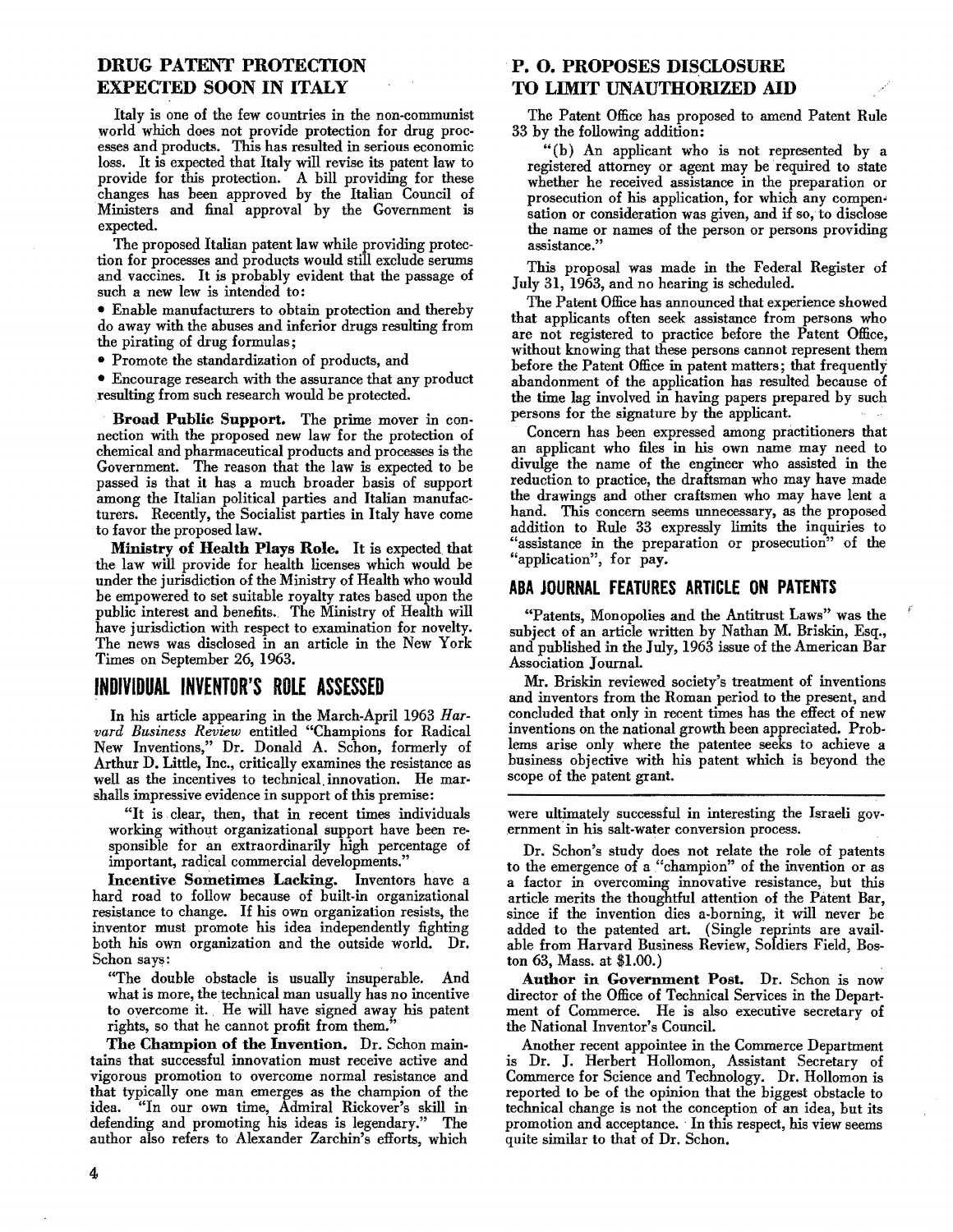## DRUG PATENT PROTECTION EXPECTED SOON IN ITALY

Italy is one of the few countries in the non-communist world which does not provide protection for drug processes and products. This has resulted in serious economic loss. It is expected that Italy will revise its patent law to provide for this protection. A bill providing for these changes has been approved by the Italian Council of Ministers and final approval by the Government is expected.

The proposed Italian patent law while providing protection for processes and products would still exclude serums and vaccines. It is probably evident that the passage of such a new lew is intended to:

- Enable manufacturers to obtain protection and thereby do away with the abuses and inferior drugs resulting from the pirating of drug formulas;
- Promote the standardization of products, and
- Encourage research with the assurance that any product resulting from such research would be protected.

**Broad Public Support.** The prime mover in connection with the proposed new law for the protection of chemical and pharmaceutical products and processes is the Government. The reason that the law is expected to be passed is that it has a much broader basis of support among the Italian political parties and Italian manufacturers. Recently, the Socialist parties in Italy have come to favor the proposed law.

**Ministry of Health Plays Role.** It is expected that the law will provide for health licenses which would be under the jurisdiction of the Ministry of Health who would be empowered to set suitable royalty rates based upon the public interest and benefits. The Ministry of Health will have jurisdiction with respect to examination for novelty. The news was disclosed in an article in the New York Times on September 26, 1963.

## INDIVIDUAL INVENTOR'S ROLE ASSESSED

In his article appearing in the March-April 1963 *Harvard Business Review* entitled "Champions for Radical New Inventions," Dr. Donald A. Schon, formerly of Arthur D. Little, Inc., critically examines the resistance as well as the incentives to technical innovation. He marshalls impressive evidence in support of this premise:

"It is clear, then, that in recent times individuals working without organizational support have been responsible for an extraordinarily high percentage of important, radical commercial developments."

**Incentive Sometimes Lacking.** Inventors have a hard road to follow because of built-in organizational resistance to change. If his own organization resists, the inventor must promote his idea independently fighting both his own organization and the outside world. Dr. Schon says:

"The double obstacle is usually insuperable. And what is more, the technical man usually has no incentive to overcome it. He will have signed away his patent rights, so that he cannot profit from them."

**The Champion of the Invention.** Dr. Schon maintains that successful innovation must receive active and vigorous promotion to overcome normal resistance and that typically one man emerges as the champion of the idea. "In our own time, Admiral Rickover's skill in defending and promoting his ideas is legendary." The author also refers to Alexander Zarchin's efforts, which were ultimately successful in interesting the Israeli government in his salt-water conversion process.

Dr. Schon's study does not relate the role of patents to the emergence of a "champion" of the invention or as a factor in overcoming innovative resistance, but this article merits the thoughtful attention of the Patent Bar, since if the invention dies a-borning, it will never be added to the patented art. (Single reprints are available from Harvard Business Review, Soldiers Field, Boston 63, Mass. at $1.00.)

**Author in Government Post.** Dr. Schon is now director of the Office of Technical Services in the Department of Commerce. He is also executive secretary of the National Inventor's Council.

Another recent appointee in the Commerce Department is Dr. J. Herbert Hollomon, Assistant Secretary of Commerce for Science and Technology. Dr. Hollomon is reported to be of the opinion that the biggest obstacle to technical change is not the conception of an idea, but its promotion and acceptance. In this respect, his view seems quite similar to that of Dr. Schon.

## P. O. PROPOSES DISCLOSURE TO LIMIT UNAUTHORIZED AID

The Patent Office has proposed to amend Patent Rule 33 by the following addition:

"(b) An applicant who is not represented by a registered attorney or agent may be required to state whether he received assistance in the preparation or prosecution of his application, for which any compensation or consideration was given, and if so, to disclose the name or names of the person or persons providing assistance."

This proposal was made in the Federal Register of July 31, 1963, and no hearing is scheduled.

The Patent Office has announced that experience showed that applicants often seek assistance from persons who are not registered to practice before the Patent Office, without knowing that these persons cannot represent them before the Patent Office in patent matters; that frequently abandonment of the application has resulted because of the time lag involved in having papers prepared by such persons for the signature by the applicant.

Concern has been expressed among practitioners that an applicant who files in his own name may need to divulge the name of the engineer who assisted in the reduction to practice, the draftsman who may have made the drawings and other craftsmen who may have lent a hand. This concern seems unnecessary, as the proposed addition to Rule 33 expressly limits the inquiries to "assistance in the preparation or prosecution" of the "application", for pay.

## ABA JOURNAL FEATURES ARTICLE ON PATENTS

"Patents, Monopolies and the Antitrust Laws" was the subject of an article written by Nathan M. Briskin, Esq., and published in the July, 1963 issue of the American Bar Association Journal.

Mr. Briskin reviewed society's treatment of inventions and inventors from the Roman period to the present, and concluded that only in recent times has the effect of new inventions on the national growth been appreciated. Problems arise only where the patentee seeks to achieve a business objective with his patent which is beyond the scope of the patent grant.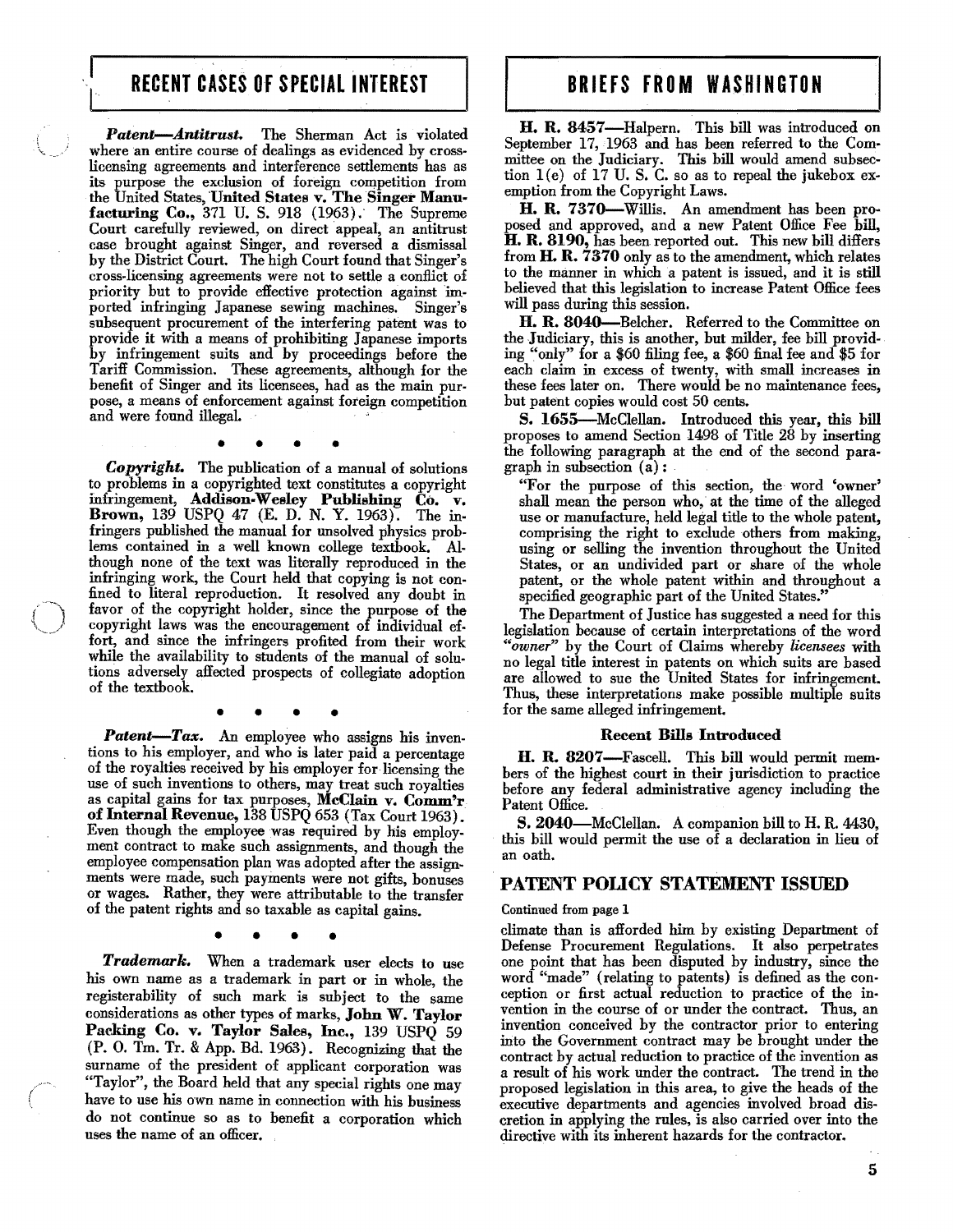## RECENT CASES OF SPECIAL INTEREST

***Patent—Antitrust.*** The Sherman Act is violated where an entire course of dealings as evidenced by cross-licensing agreements and interference settlements has as its purpose the exclusion of foreign competition from the United States, **United States v. The Singer Manufacturing Co.,** 371 U. S. 918 (1963). The Supreme Court carefully reviewed, on direct appeal, an antitrust case brought against Singer, and reversed a dismissal by the District Court. The high Court found that Singer's cross-licensing agreements were not to settle a conflict of priority but to provide effective protection against imported infringing Japanese sewing machines. Singer's subsequent procurement of the interfering patent was to provide it with a means of prohibiting Japanese imports by infringement suits and by proceedings before the Tariff Commission. These agreements, although for the benefit of Singer and its licensees, had as the main purpose, a means of enforcement against foreign competition and were found illegal.

• • • •

***Copyright.*** The publication of a manual of solutions to problems in a copyrighted text constitutes a copyright infringement, **Addison-Wesley Publishing Co. v. Brown,** 139 USPQ 47 (E. D. N. Y. 1963). The infringers published the manual for unsolved physics problems contained in a well known college textbook. Although none of the text was literally reproduced in the infringing work, the Court held that copying is not confined to literal reproduction. It resolved any doubt in favor of the copyright holder, since the purpose of the copyright laws was the encouragement of individual effort, and since the infringers profited from their work while the availability to students of the manual of solutions adversely affected prospects of collegiate adoption of the textbook.

• • • •

***Patent—Tax.*** An employee who assigns his inventions to his employer, and who is later paid a percentage of the royalties received by his employer for licensing the use of such inventions to others, may treat such royalties as capital gains for tax purposes, **McClain v. Comm'r of Internal Revenue,** 138 USPQ 653 (Tax Court 1963). Even though the employee was required by his employment contract to make such assignments, and though the employee compensation plan was adopted after the assignments were made, such payments were not gifts, bonuses or wages. Rather, they were attributable to the transfer of the patent rights and so taxable as capital gains.

• • • •

***Trademark.*** When a trademark user elects to use his own name as a trademark in part or in whole, the registerability of such mark is subject to the same considerations as other types of marks, **John W. Taylor Packing Co. v. Taylor Sales, Inc.,** 139 USPQ 59 (P. O. Tm. Tr. & App. Bd. 1963). Recognizing that the surname of the president of applicant corporation was "Taylor", the Board held that any special rights one may have to use his own name in connection with his business do not continue so as to benefit a corporation which uses the name of an officer.

## BRIEFS FROM WASHINGTON

**H. R. 8457**—Halpern. This bill was introduced on September 17, 1963 and has been referred to the Committee on the Judiciary. This bill would amend subsection 1(e) of 17 U. S. C. so as to repeal the jukebox exemption from the Copyright Laws.

**H. R. 7370**—Willis. An amendment has been proposed and approved, and a new Patent Office Fee bill, **H. R. 8190,** has been reported out. This new bill differs from **H. R. 7370** only as to the amendment, which relates to the manner in which a patent is issued, and it is still believed that this legislation to increase Patent Office fees will pass during this session.

**H. R. 8040**—Belcher. Referred to the Committee on the Judiciary, this is another, but milder, fee bill providing "only" for a $60 filing fee, a $60 final fee and $5 for each claim in excess of twenty, with small increases in these fees later on. There would be no maintenance fees, but patent copies would cost 50 cents.

**S. 1655**—McClellan. Introduced this year, this bill proposes to amend Section 1498 of Title 28 by inserting the following paragraph at the end of the second paragraph in subsection (a):

"For the purpose of this section, the word 'owner' shall mean the person who, at the time of the alleged use or manufacture, held legal title to the whole patent, comprising the right to exclude others from making, using or selling the invention throughout the United States, or an undivided part or share of the whole patent, or the whole patent within and throughout a specified geographic part of the United States."

The Department of Justice has suggested a need for this legislation because of certain interpretations of the word *"owner"* by the Court of Claims whereby *licensees* with no legal title interest in patents on which suits are based are allowed to sue the United States for infringement. Thus, these interpretations make possible multiple suits for the same alleged infringement.

### Recent Bills Introduced

**H. R. 8207**—Fascell. This bill would permit members of the highest court in their jurisdiction to practice before any federal administrative agency including the Patent Office.

**S. 2040**—McClellan. A companion bill to H. R. 4430, this bill would permit the use of a declaration in lieu of an oath.

## PATENT POLICY STATEMENT ISSUED

Continued from page 1

climate than is afforded him by existing Department of Defense Procurement Regulations. It also perpetrates one point that has been disputed by industry, since the word "made" (relating to patents) is defined as the conception or first actual reduction to practice of the invention in the course of or under the contract. Thus, an invention conceived by the contractor prior to entering into the Government contract may be brought under the contract by actual reduction to practice of the invention as a result of his work under the contract. The trend in the proposed legislation in this area, to give the heads of the executive departments and agencies involved broad discretion in applying the rules, is also carried over into the directive with its inherent hazards for the contractor.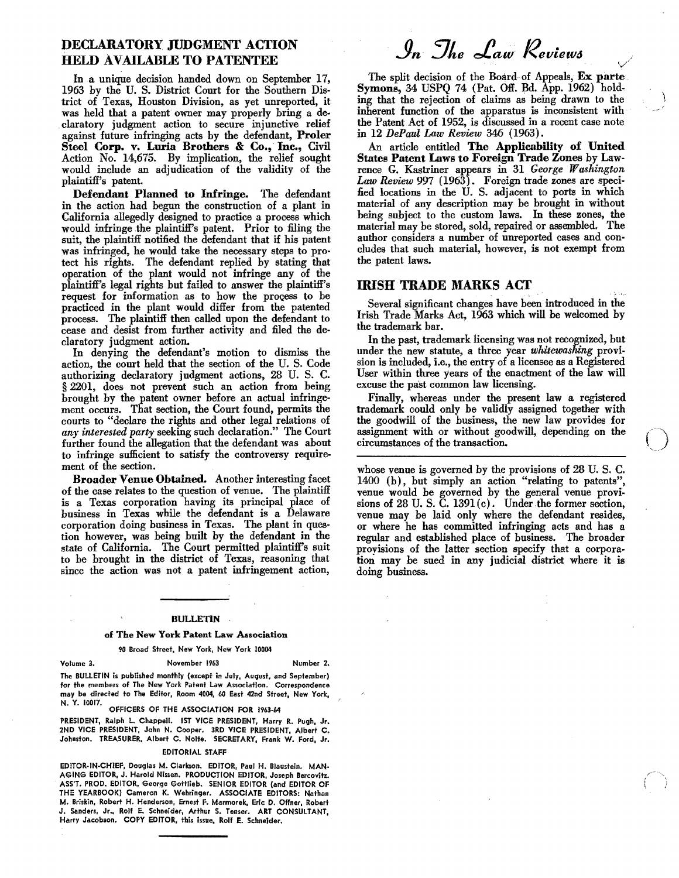## DECLARATORY JUDGMENT ACTION HELD AVAILABLE TO PATENTEE

In a unique decision handed down on September 17, 1963 by the U. S. District Court for the Southern District of Texas, Houston Division, as yet unreported, it was held that a patent owner may properly bring a declaratory judgment action to secure injunctive relief against future infringing acts by the defendant, **Proler Steel Corp. v. Luria Brothers & Co., Inc.**, Civil Action No. 14,675. By implication, the relief sought would include an adjudication of the validity of the plaintiff's patent.

**Defendant Planned to Infringe.** The defendant in the action had begun the construction of a plant in California allegedly designed to practice a process which would infringe the plaintiff's patent. Prior to filing the suit, the plaintiff notified the defendant that if his patent was infringed, he would take the necessary steps to protect his rights. The defendant replied by stating that operation of the plant would not infringe any of the plaintiff's legal rights but failed to answer the plaintiff's request for information as to how the process to be practiced in the plant would differ from the patented process. The plaintiff then called upon the defendant to cease and desist from further activity and filed the declaratory judgment action.

In denying the defendant's motion to dismiss the action, the court held that the section of the U. S. Code authorizing declaratory judgment actions, 28 U. S. C. § 2201, does not prevent such an action from being brought by the patent owner before an actual infringement occurs. That section, the Court found, permits the courts to "declare the rights and other legal relations of *any interested party* seeking such declaration." The Court further found the allegation that the defendant was about to infringe sufficient to satisfy the controversy requirement of the section.

**Broader Venue Obtained.** Another interesting facet of the case relates to the question of venue. The plaintiff is a Texas corporation having its principal place of business in Texas while the defendant is a Delaware corporation doing business in Texas. The plant in question however, was being built by the defendant in the state of California. The Court permitted plaintiff's suit to be brought in the district of Texas, reasoning that since the action was not a patent infringement action, whose venue is governed by the provisions of 28 U. S. C. 1400 (b), but simply an action "relating to patents", venue would be governed by the general venue provisions of 28 U. S. C. 1391(c). Under the former section, venue may be laid only where the defendant resides, or where he has committed infringing acts and has a regular and established place of business. The broader provisions of the latter section specify that a corporation may be sued in any judicial district where it is doing business.

## In The Law Reviews

The split decision of the Board of Appeals, **Ex parte Symons**, 34 USPQ 74 (Pat. Off. Bd. App. 1962) holding that the rejection of claims as being drawn to the inherent function of the apparatus is inconsistent with the Patent Act of 1952, is discussed in a recent case note in 12 *DePaul Law Review* 346 (1963).

An article entitled **The Applicability of United States Patent Laws to Foreign Trade Zones** by Lawrence G. Kastriner appears in 31 *George Washington Law Review* 997 (1963). Foreign trade zones are specified locations in the U. S. adjacent to ports in which material of any description may be brought in without being subject to the custom laws. In these zones, the material may be stored, sold, repaired or assembled. The author considers a number of unreported cases and concludes that such material, however, is not exempt from the patent laws.

## IRISH TRADE MARKS ACT

Several significant changes have been introduced in the Irish Trade Marks Act, 1963 which will be welcomed by the trademark bar.

In the past, trademark licensing was not recognized, but under the new statute, a three year *whitewashing* provision is included, i.e., the entry of a licensee as a Registered User within three years of the enactment of the law will excuse the past common law licensing.

Finally, whereas under the present law a registered trademark could only be validly assigned together with the goodwill of the business, the new law provides for assignment with or without goodwill, depending on the circumstances of the transaction.

---

**BULLETIN**

**of The New York Patent Law Association**

90 Broad Street, New York, New York 10004

Volume 3. November 1963 Number 2.

The BULLETIN is published monthly (except in July, August, and September) for the members of The New York Patent Law Association. Correspondence may be directed to The Editor, Room 4004, 60 East 42nd Street, New York, N. Y. 10017.

OFFICERS OF THE ASSOCIATION FOR 1963-64

PRESIDENT, Ralph L. Chappell. 1ST VICE PRESIDENT, Harry R. Pugh, Jr. 2ND VICE PRESIDENT, John N. Cooper. 3RD VICE PRESIDENT, Albert C. Johnston. TREASURER, Albert C. Nolte. SECRETARY, Frank W. Ford, Jr.

EDITORIAL STAFF

EDITOR-IN-CHIEF, Douglas M. Clarkson. EDITOR, Paul H. Blaustein. MANAGING EDITOR, J. Harold Nissen. PRODUCTION EDITOR, Joseph Bercovitz. ASS'T. PROD. EDITOR, George Gottlieb. SENIOR EDITOR (and EDITOR OF THE YEARBOOK) Cameron K. Wehringer. ASSOCIATE EDITORS: Nathan M. Briskin, Robert H. Henderson, Ernest F. Marmorek, Eric D. Offner, Robert J. Sanders, Jr., Rolf E. Schneider, Arthur S. Tenser. ART CONSULTANT, Harry Jacobson. COPY EDITOR, this issue, Rolf E. Schneider.